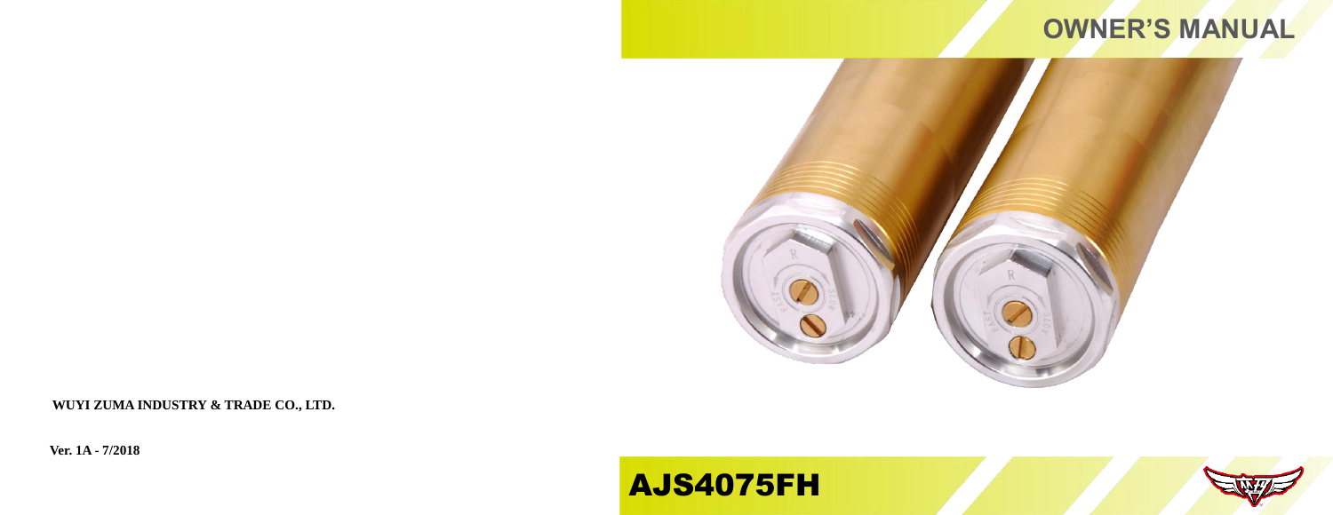# OWNER'S MANUAL

# AJS4075FH

**WUYI ZUMA INDUSTRY & TRADE CO., LTD.**

**Ver. 1A - 7/2018**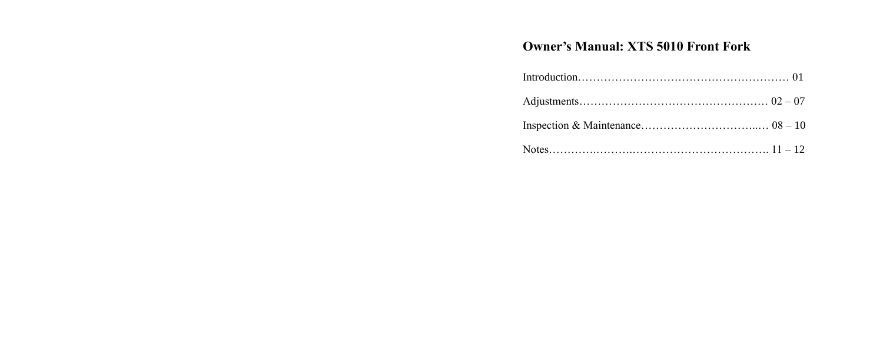## Owner’s Manual: XTS 5010 Front Fork

Introduction………………………………………………… 01

Adjustments…………………………………………… 02 – 07

Inspection & Maintenance…………………………..… 08 – 10

Notes……….……….……………………………. 11 – 12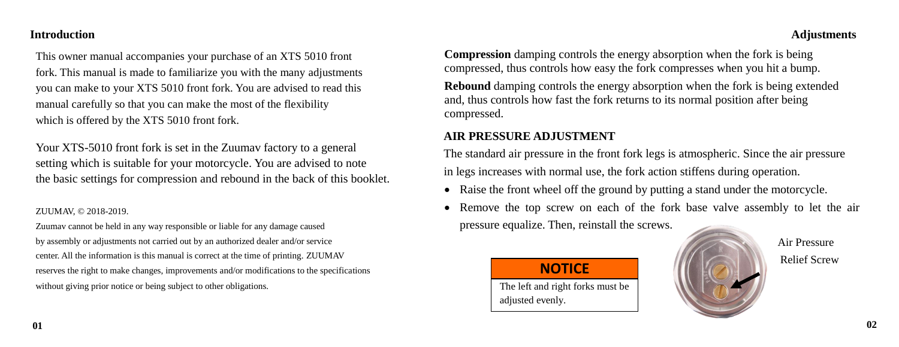## Introduction

This owner manual accompanies your purchase of an XTS 5010 front fork. This manual is made to familiarize you with the many adjustments you can make to your XTS 5010 front fork. You are advised to read this manual carefully so that you can make the most of the flexibility which is offered by the XTS 5010 front fork.

Your XTS-5010 front fork is set in the Zuumav factory to a general setting which is suitable for your motorcycle. You are advised to note the basic settings for compression and rebound in the back of this booklet.

ZUUMAV, © 2018-2019.

Zuumav cannot be held in any way responsible or liable for any damage caused by assembly or adjustments not carried out by an authorized dealer and/or service center. All the information is this manual is correct at the time of printing. ZUUMAV reserves the right to make changes, improvements and/or modifications to the specifications without giving prior notice or being subject to other obligations.

## Adjustments

**Compression** damping controls the energy absorption when the fork is being compressed, thus controls how easy the fork compresses when you hit a bump.

**Rebound** damping controls the energy absorption when the fork is being extended and, thus controls how fast the fork returns to its normal position after being compressed.

### AIR PRESSURE ADJUSTMENT

The standard air pressure in the front fork legs is atmospheric. Since the air pressure in legs increases with normal use, the fork action stiffens during operation.

- Raise the front wheel off the ground by putting a stand under the motorcycle.
- Remove the top screw on each of the fork base valve assembly to let the air pressure equalize. Then, reinstall the screws.

**NOTICE**

The left and right forks must be adjusted evenly.

Air Pressure Relief Screw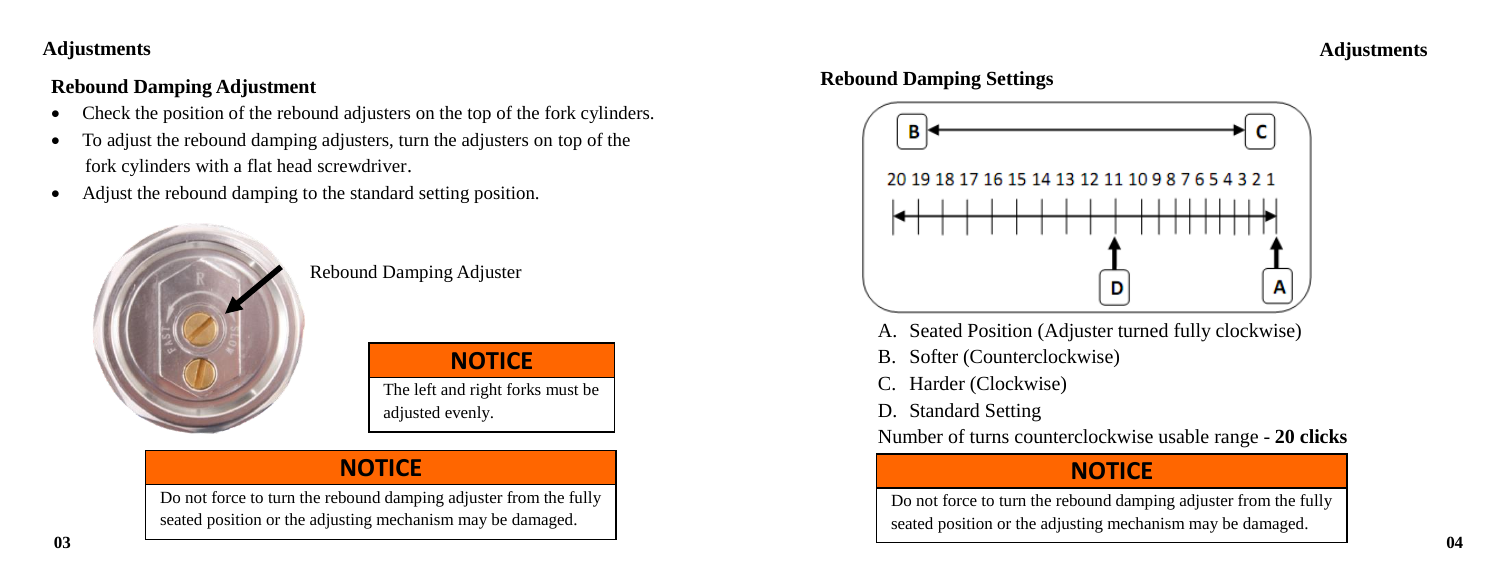## Adjustments

### Rebound Damping Adjustment

- Check the position of the rebound adjusters on the top of the fork cylinders.
- To adjust the rebound damping adjusters, turn the adjusters on top of the fork cylinders with a flat head screwdriver.
- Adjust the rebound damping to the standard setting position.

Rebound Damping Adjuster

**NOTICE**

The left and right forks must be adjusted evenly.

**NOTICE**

Do not force to turn the rebound damping adjuster from the fully seated position or the adjusting mechanism may be damaged.

### Rebound Damping Settings

B ← → C

20 19 18 17 16 15 14 13 12 11 10 9 8 7 6 5 4 3 2 1

D A

A. Seated Position (Adjuster turned fully clockwise)
B. Softer (Counterclockwise)
C. Harder (Clockwise)
D. Standard Setting

Number of turns counterclockwise usable range - **20 clicks**

**NOTICE**

Do not force to turn the rebound damping adjuster from the fully seated position or the adjusting mechanism may be damaged.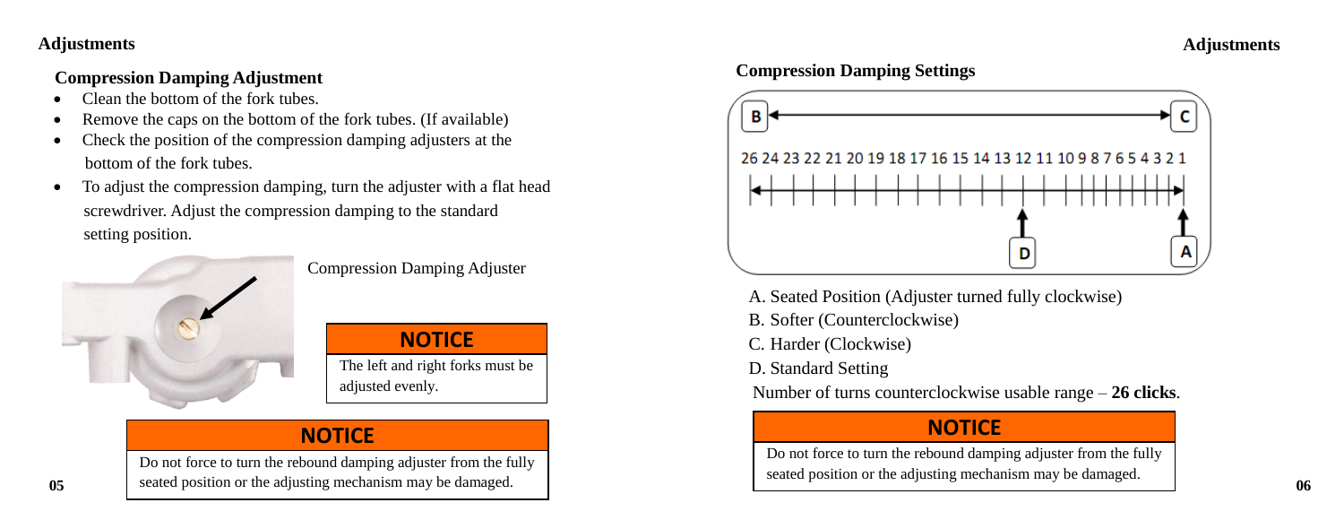## Adjustments

### Compression Damping Adjustment

- Clean the bottom of the fork tubes.
- Remove the caps on the bottom of the fork tubes. (If available)
- Check the position of the compression damping adjusters at the bottom of the fork tubes.
- To adjust the compression damping, turn the adjuster with a flat head screwdriver. Adjust the compression damping to the standard setting position.

Compression Damping Adjuster

**NOTICE**

The left and right forks must be adjusted evenly.

**NOTICE**

Do not force to turn the rebound damping adjuster from the fully seated position or the adjusting mechanism may be damaged.

### Compression Damping Settings

B ← → C

26 24 23 22 21 20 19 18 17 16 15 14 13 12 11 10 9 8 7 6 5 4 3 2 1

D A

A. Seated Position (Adjuster turned fully clockwise)

B. Softer (Counterclockwise)

C. Harder (Clockwise)

D. Standard Setting

Number of turns counterclockwise usable range – **26 clicks**.

**NOTICE**

Do not force to turn the rebound damping adjuster from the fully seated position or the adjusting mechanism may be damaged.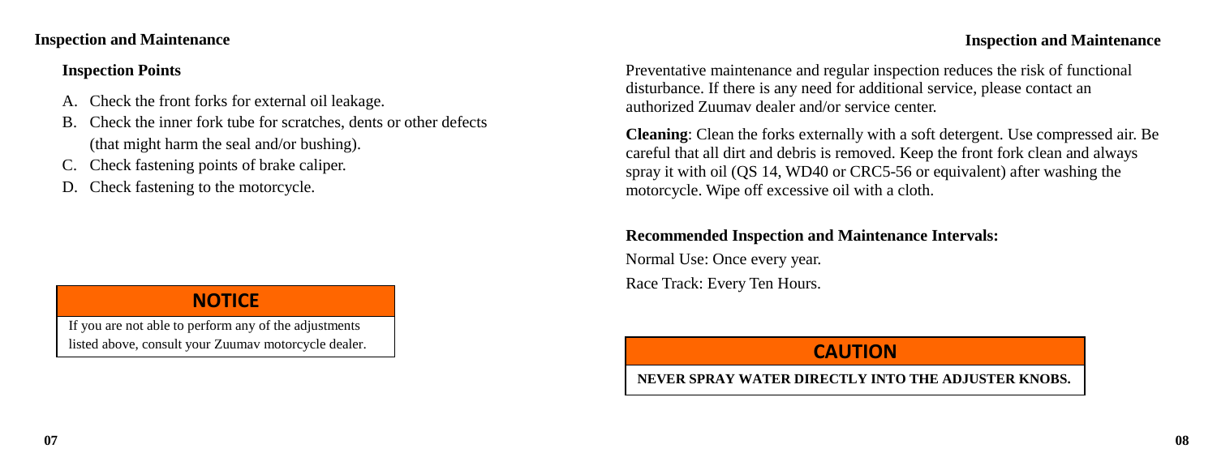## Inspection and Maintenance

### Inspection Points

A. Check the front forks for external oil leakage.
B. Check the inner fork tube for scratches, dents or other defects (that might harm the seal and/or bushing).
C. Check fastening points of brake caliper.
D. Check fastening to the motorcycle.

**NOTICE**

If you are not able to perform any of the adjustments listed above, consult your Zuumav motorcycle dealer.

Preventative maintenance and regular inspection reduces the risk of functional disturbance. If there is any need for additional service, please contact an authorized Zuumav dealer and/or service center.

**Cleaning**: Clean the forks externally with a soft detergent. Use compressed air. Be careful that all dirt and debris is removed. Keep the front fork clean and always spray it with oil (QS 14, WD40 or CRC5-56 or equivalent) after washing the motorcycle. Wipe off excessive oil with a cloth.

**Recommended Inspection and Maintenance Intervals:**

Normal Use: Once every year.

Race Track: Every Ten Hours.

**CAUTION**

**NEVER SPRAY WATER DIRECTLY INTO THE ADJUSTER KNOBS.**